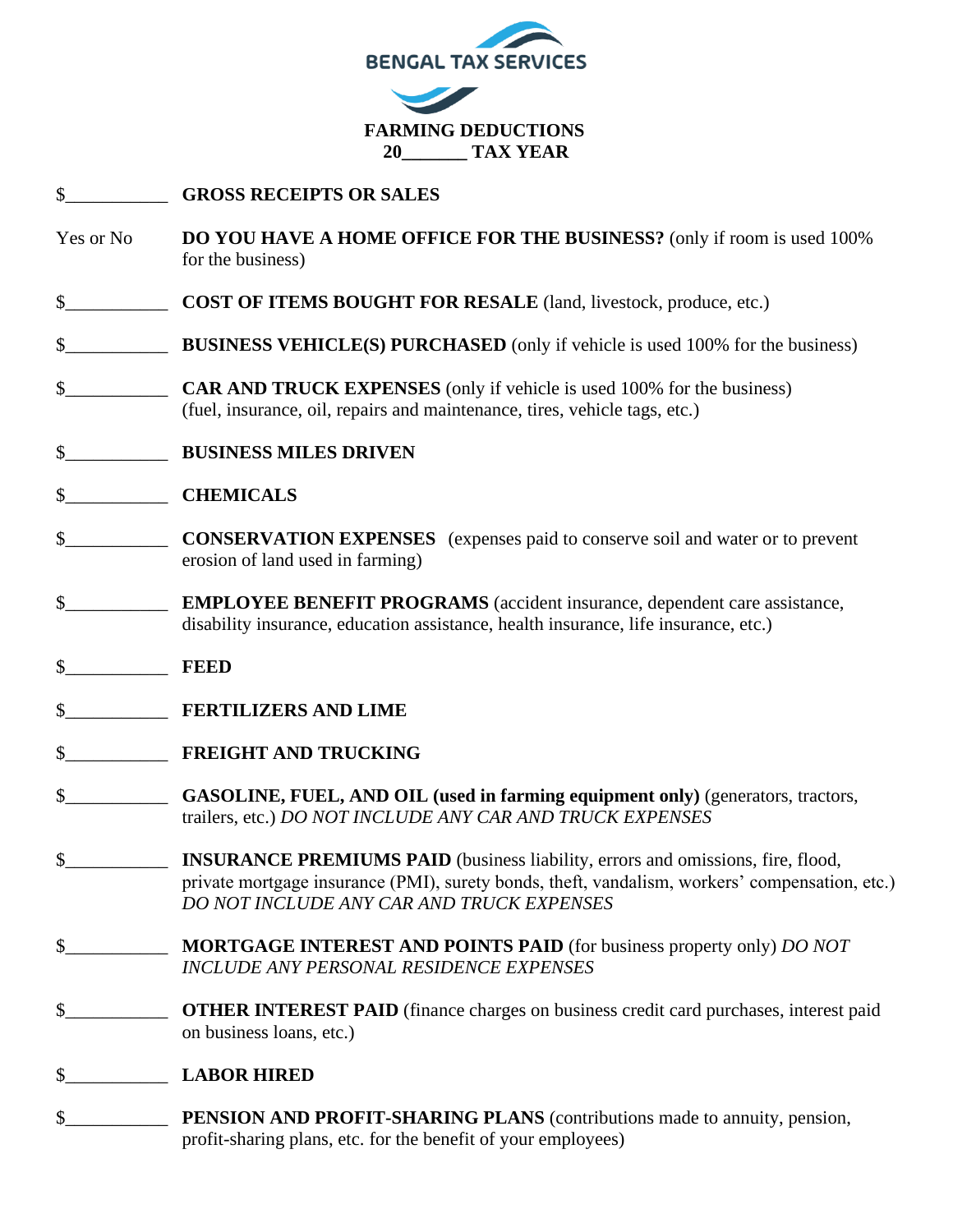**BENGAL TAX SERVICES**

# FARMING DEDUCTIONS
## 20_______ TAX YEAR

$___________ **GROSS RECEIPTS OR SALES**

Yes or No **DO YOU HAVE A HOME OFFICE FOR THE BUSINESS?** (only if room is used 100% for the business)

$___________ **COST OF ITEMS BOUGHT FOR RESALE** (land, livestock, produce, etc.)

$___________ **BUSINESS VEHICLE(S) PURCHASED** (only if vehicle is used 100% for the business)

$___________ **CAR AND TRUCK EXPENSES** (only if vehicle is used 100% for the business) (fuel, insurance, oil, repairs and maintenance, tires, vehicle tags, etc.)

$___________ **BUSINESS MILES DRIVEN**

$___________ **CHEMICALS**

$___________ **CONSERVATION EXPENSES** (expenses paid to conserve soil and water or to prevent erosion of land used in farming)

$___________ **EMPLOYEE BENEFIT PROGRAMS** (accident insurance, dependent care assistance, disability insurance, education assistance, health insurance, life insurance, etc.)

$___________ **FEED**

$___________ **FERTILIZERS AND LIME**

$___________ **FREIGHT AND TRUCKING**

$___________ **GASOLINE, FUEL, AND OIL (used in farming equipment only)** (generators, tractors, trailers, etc.) *DO NOT INCLUDE ANY CAR AND TRUCK EXPENSES*

$___________ **INSURANCE PREMIUMS PAID** (business liability, errors and omissions, fire, flood, private mortgage insurance (PMI), surety bonds, theft, vandalism, workers' compensation, etc.) *DO NOT INCLUDE ANY CAR AND TRUCK EXPENSES*

$___________ **MORTGAGE INTEREST AND POINTS PAID** (for business property only) *DO NOT INCLUDE ANY PERSONAL RESIDENCE EXPENSES*

$___________ **OTHER INTEREST PAID** (finance charges on business credit card purchases, interest paid on business loans, etc.)

$___________ **LABOR HIRED**

$___________ **PENSION AND PROFIT-SHARING PLANS** (contributions made to annuity, pension, profit-sharing plans, etc. for the benefit of your employees)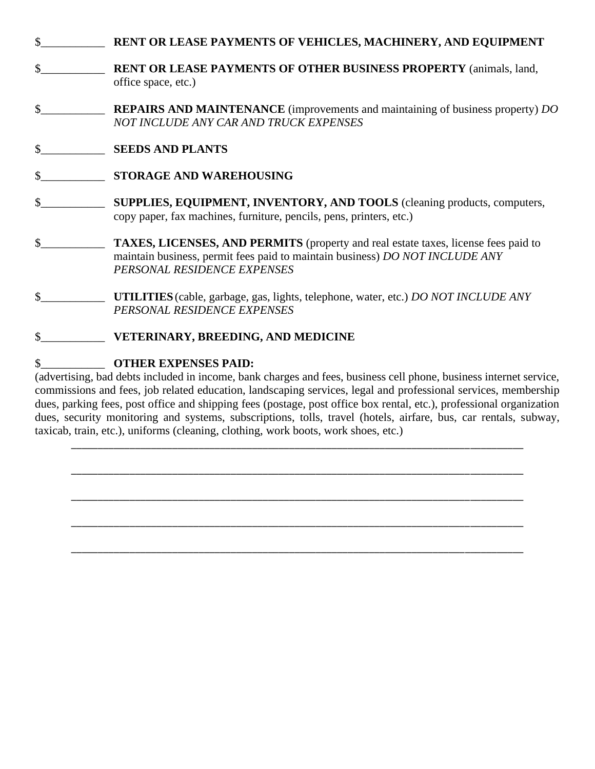$___________ **RENT OR LEASE PAYMENTS OF VEHICLES, MACHINERY, AND EQUIPMENT**

$___________ **RENT OR LEASE PAYMENTS OF OTHER BUSINESS PROPERTY** (animals, land, office space, etc.)

$___________ **REPAIRS AND MAINTENANCE** (improvements and maintaining of business property) *DO NOT INCLUDE ANY CAR AND TRUCK EXPENSES*

$___________ **SEEDS AND PLANTS**

$___________ **STORAGE AND WAREHOUSING**

$___________ **SUPPLIES, EQUIPMENT, INVENTORY, AND TOOLS** (cleaning products, computers, copy paper, fax machines, furniture, pencils, pens, printers, etc.)

$___________ **TAXES, LICENSES, AND PERMITS** (property and real estate taxes, license fees paid to maintain business, permit fees paid to maintain business) *DO NOT INCLUDE ANY PERSONAL RESIDENCE EXPENSES*

$___________ **UTILITIES** (cable, garbage, gas, lights, telephone, water, etc.) *DO NOT INCLUDE ANY PERSONAL RESIDENCE EXPENSES*

$___________ **VETERINARY, BREEDING, AND MEDICINE**

$___________ **OTHER EXPENSES PAID:**
(advertising, bad debts included in income, bank charges and fees, business cell phone, business internet service, commissions and fees, job related education, landscaping services, legal and professional services, membership dues, parking fees, post office and shipping fees (postage, post office box rental, etc.), professional organization dues, security monitoring and systems, subscriptions, tolls, travel (hotels, airfare, bus, car rentals, subway, taxicab, train, etc.), uniforms (cleaning, clothing, work boots, work shoes, etc.)

________________________________________________________________________________

________________________________________________________________________________

________________________________________________________________________________

________________________________________________________________________________

________________________________________________________________________________